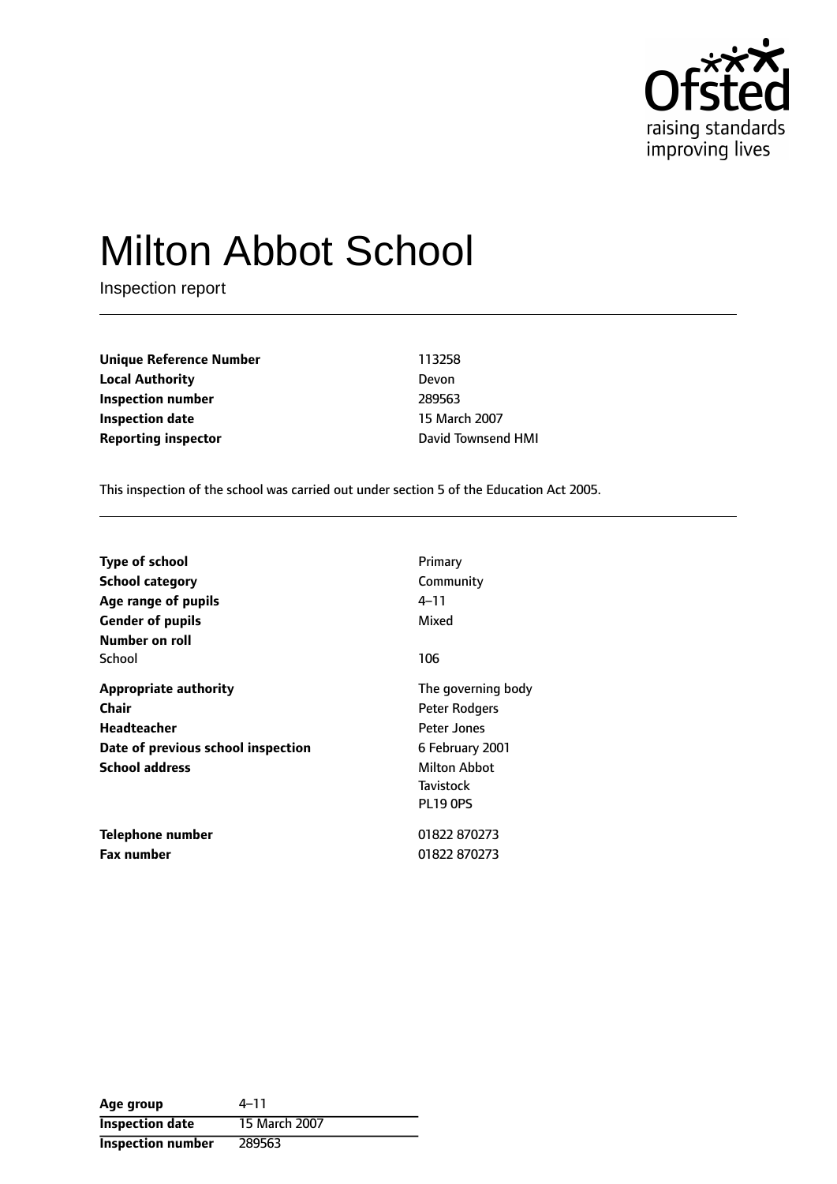# Milton Abbot School

Inspection report

| | |
|---|---|
| **Unique Reference Number** | 113258 |
| **Local Authority** | Devon |
| **Inspection number** | 289563 |
| **Inspection date** | 15 March 2007 |
| **Reporting inspector** | David Townsend HMI |

This inspection of the school was carried out under section 5 of the Education Act 2005.

| | |
|---|---|
| **Type of school** | Primary |
| **School category** | Community |
| **Age range of pupils** | 4–11 |
| **Gender of pupils** | Mixed |
| **Number on roll** | |
| School | 106 |
| **Appropriate authority** | The governing body |
| **Chair** | Peter Rodgers |
| **Headteacher** | Peter Jones |
| **Date of previous school inspection** | 6 February 2001 |
| **School address** | Milton Abbot<br>Tavistock<br>PL19 0PS |
| **Telephone number** | 01822 870273 |
| **Fax number** | 01822 870273 |

| | |
|---|---|
| **Age group** | 4–11 |
| **Inspection date** | 15 March 2007 |
| **Inspection number** | 289563 |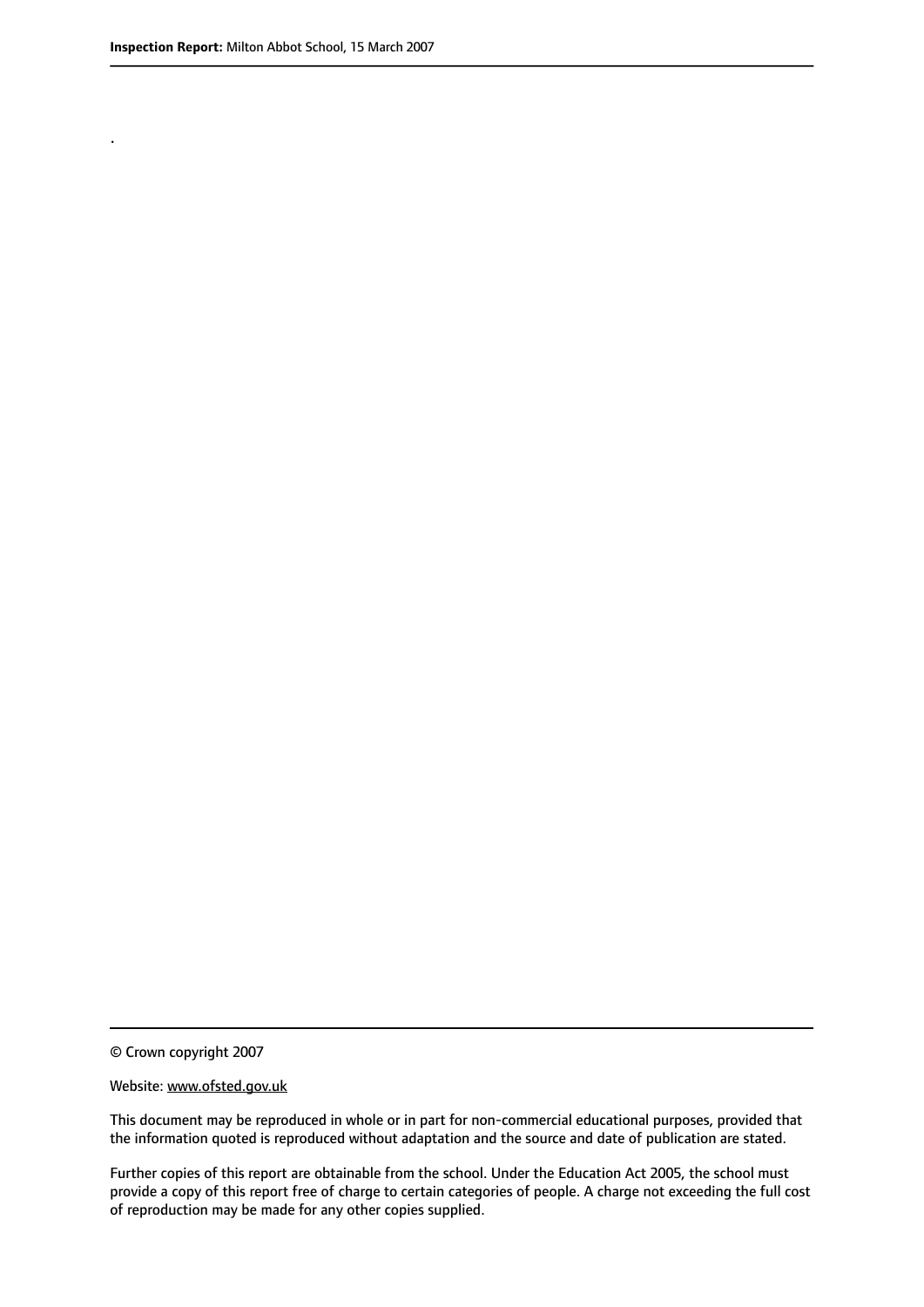.

© Crown copyright 2007

Website: www.ofsted.gov.uk

This document may be reproduced in whole or in part for non-commercial educational purposes, provided that the information quoted is reproduced without adaptation and the source and date of publication are stated.

Further copies of this report are obtainable from the school. Under the Education Act 2005, the school must provide a copy of this report free of charge to certain categories of people. A charge not exceeding the full cost of reproduction may be made for any other copies supplied.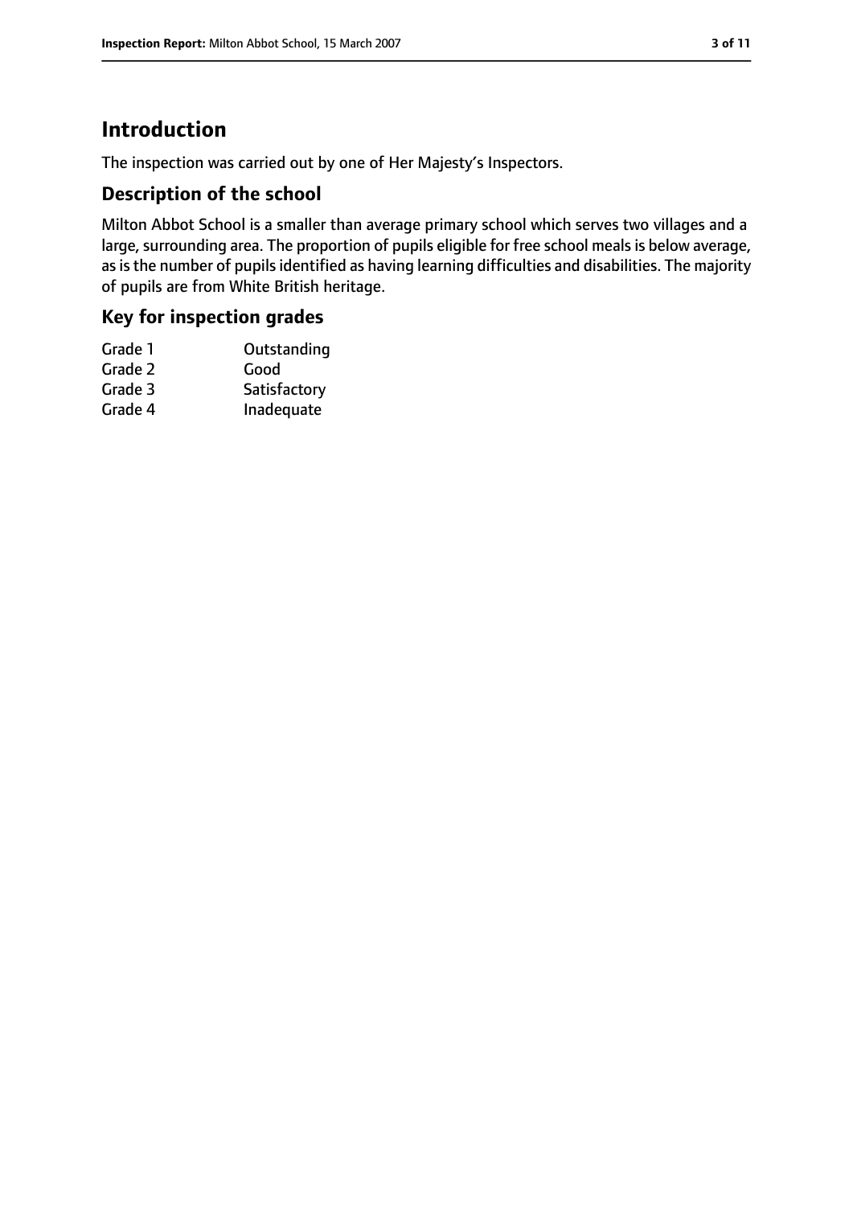# Introduction

The inspection was carried out by one of Her Majesty's Inspectors.

## Description of the school

Milton Abbot School is a smaller than average primary school which serves two villages and a large, surrounding area. The proportion of pupils eligible for free school meals is below average, as is the number of pupils identified as having learning difficulties and disabilities. The majority of pupils are from White British heritage.

## Key for inspection grades

| | |
|---|---|
| Grade 1 | Outstanding |
| Grade 2 | Good |
| Grade 3 | Satisfactory |
| Grade 4 | Inadequate |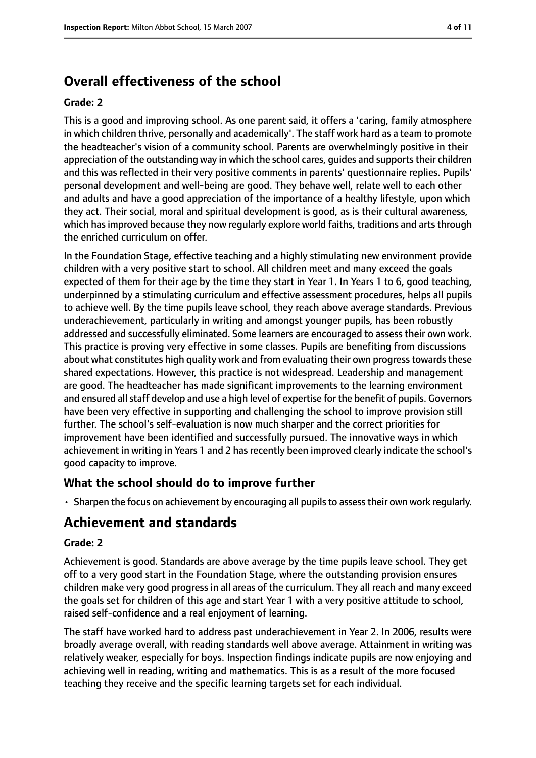# Overall effectiveness of the school

### Grade: 2

This is a good and improving school. As one parent said, it offers a 'caring, family atmosphere in which children thrive, personally and academically'. The staff work hard as a team to promote the headteacher's vision of a community school. Parents are overwhelmingly positive in their appreciation of the outstanding way in which the school cares, guides and supports their children and this was reflected in their very positive comments in parents' questionnaire replies. Pupils' personal development and well-being are good. They behave well, relate well to each other and adults and have a good appreciation of the importance of a healthy lifestyle, upon which they act. Their social, moral and spiritual development is good, as is their cultural awareness, which has improved because they now regularly explore world faiths, traditions and arts through the enriched curriculum on offer.

In the Foundation Stage, effective teaching and a highly stimulating new environment provide children with a very positive start to school. All children meet and many exceed the goals expected of them for their age by the time they start in Year 1. In Years 1 to 6, good teaching, underpinned by a stimulating curriculum and effective assessment procedures, helps all pupils to achieve well. By the time pupils leave school, they reach above average standards. Previous underachievement, particularly in writing and amongst younger pupils, has been robustly addressed and successfully eliminated. Some learners are encouraged to assess their own work. This practice is proving very effective in some classes. Pupils are benefiting from discussions about what constitutes high quality work and from evaluating their own progress towards these shared expectations. However, this practice is not widespread. Leadership and management are good. The headteacher has made significant improvements to the learning environment and ensured all staff develop and use a high level of expertise for the benefit of pupils. Governors have been very effective in supporting and challenging the school to improve provision still further. The school's self-evaluation is now much sharper and the correct priorities for improvement have been identified and successfully pursued. The innovative ways in which achievement in writing in Years 1 and 2 has recently been improved clearly indicate the school's good capacity to improve.

## What the school should do to improve further

- Sharpen the focus on achievement by encouraging all pupils to assess their own work regularly.

# Achievement and standards

### Grade: 2

Achievement is good. Standards are above average by the time pupils leave school. They get off to a very good start in the Foundation Stage, where the outstanding provision ensures children make very good progress in all areas of the curriculum. They all reach and many exceed the goals set for children of this age and start Year 1 with a very positive attitude to school, raised self-confidence and a real enjoyment of learning.

The staff have worked hard to address past underachievement in Year 2. In 2006, results were broadly average overall, with reading standards well above average. Attainment in writing was relatively weaker, especially for boys. Inspection findings indicate pupils are now enjoying and achieving well in reading, writing and mathematics. This is as a result of the more focused teaching they receive and the specific learning targets set for each individual.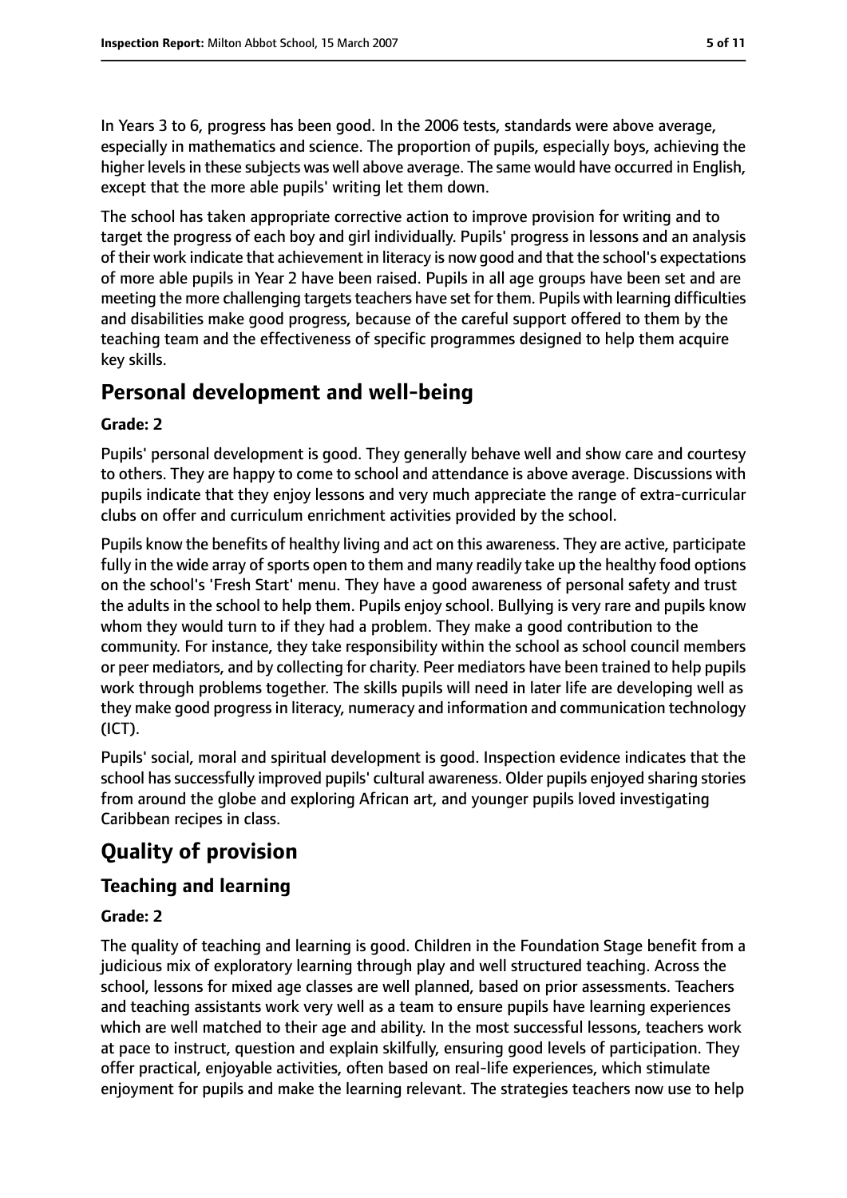In Years 3 to 6, progress has been good. In the 2006 tests, standards were above average, especially in mathematics and science. The proportion of pupils, especially boys, achieving the higher levels in these subjects was well above average. The same would have occurred in English, except that the more able pupils' writing let them down.

The school has taken appropriate corrective action to improve provision for writing and to target the progress of each boy and girl individually. Pupils' progress in lessons and an analysis of their work indicate that achievement in literacy is now good and that the school's expectations of more able pupils in Year 2 have been raised. Pupils in all age groups have been set and are meeting the more challenging targets teachers have set for them. Pupils with learning difficulties and disabilities make good progress, because of the careful support offered to them by the teaching team and the effectiveness of specific programmes designed to help them acquire key skills.

# Personal development and well-being

**Grade: 2**

Pupils' personal development is good. They generally behave well and show care and courtesy to others. They are happy to come to school and attendance is above average. Discussions with pupils indicate that they enjoy lessons and very much appreciate the range of extra-curricular clubs on offer and curriculum enrichment activities provided by the school.

Pupils know the benefits of healthy living and act on this awareness. They are active, participate fully in the wide array of sports open to them and many readily take up the healthy food options on the school's 'Fresh Start' menu. They have a good awareness of personal safety and trust the adults in the school to help them. Pupils enjoy school. Bullying is very rare and pupils know whom they would turn to if they had a problem. They make a good contribution to the community. For instance, they take responsibility within the school as school council members or peer mediators, and by collecting for charity. Peer mediators have been trained to help pupils work through problems together. The skills pupils will need in later life are developing well as they make good progress in literacy, numeracy and information and communication technology (ICT).

Pupils' social, moral and spiritual development is good. Inspection evidence indicates that the school has successfully improved pupils' cultural awareness. Older pupils enjoyed sharing stories from around the globe and exploring African art, and younger pupils loved investigating Caribbean recipes in class.

# Quality of provision

## Teaching and learning

**Grade: 2**

The quality of teaching and learning is good. Children in the Foundation Stage benefit from a judicious mix of exploratory learning through play and well structured teaching. Across the school, lessons for mixed age classes are well planned, based on prior assessments. Teachers and teaching assistants work very well as a team to ensure pupils have learning experiences which are well matched to their age and ability. In the most successful lessons, teachers work at pace to instruct, question and explain skilfully, ensuring good levels of participation. They offer practical, enjoyable activities, often based on real-life experiences, which stimulate enjoyment for pupils and make the learning relevant. The strategies teachers now use to help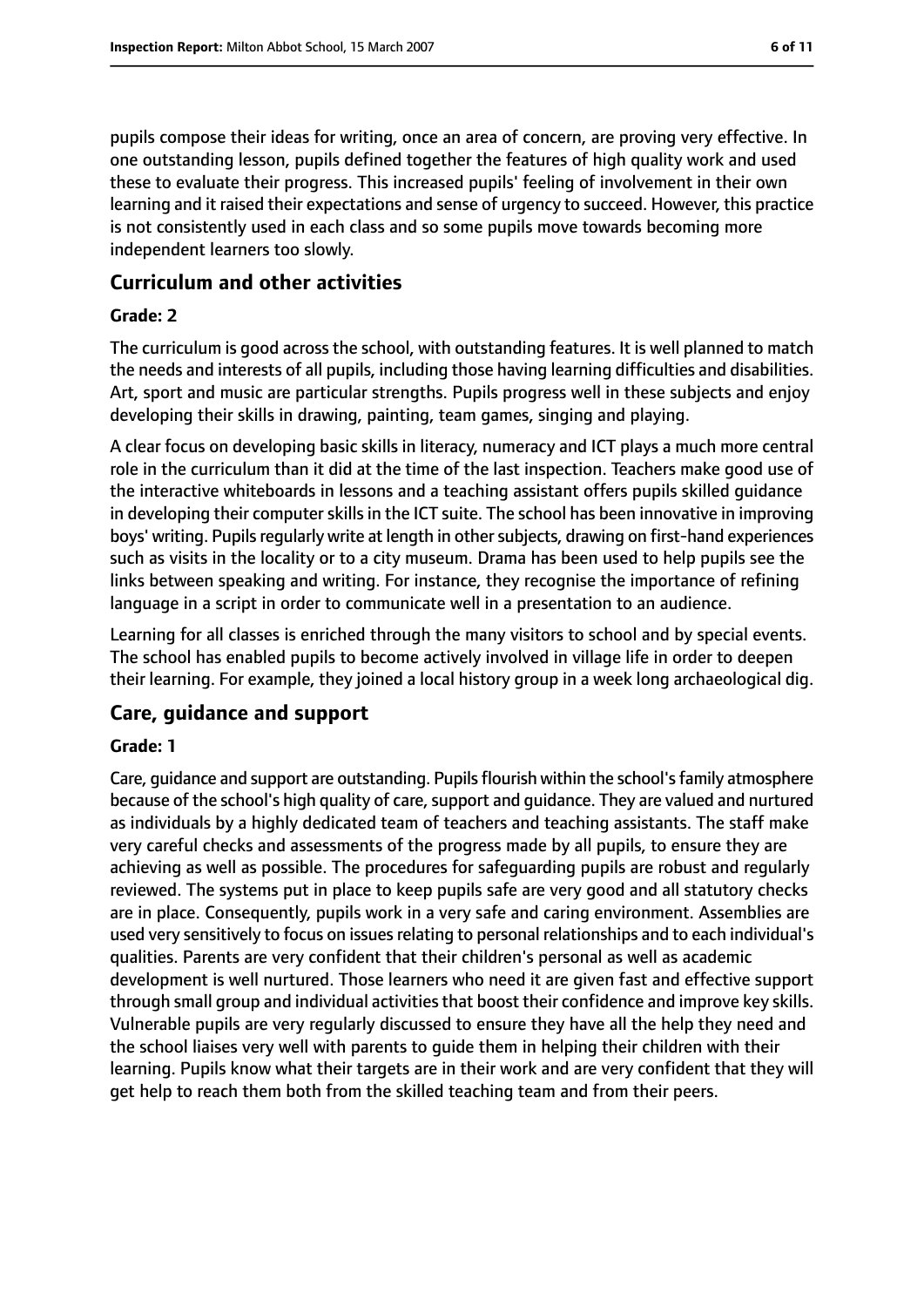pupils compose their ideas for writing, once an area of concern, are proving very effective. In one outstanding lesson, pupils defined together the features of high quality work and used these to evaluate their progress. This increased pupils' feeling of involvement in their own learning and it raised their expectations and sense of urgency to succeed. However, this practice is not consistently used in each class and so some pupils move towards becoming more independent learners too slowly.

## Curriculum and other activities

### Grade: 2

The curriculum is good across the school, with outstanding features. It is well planned to match the needs and interests of all pupils, including those having learning difficulties and disabilities. Art, sport and music are particular strengths. Pupils progress well in these subjects and enjoy developing their skills in drawing, painting, team games, singing and playing.

A clear focus on developing basic skills in literacy, numeracy and ICT plays a much more central role in the curriculum than it did at the time of the last inspection. Teachers make good use of the interactive whiteboards in lessons and a teaching assistant offers pupils skilled guidance in developing their computer skills in the ICT suite. The school has been innovative in improving boys' writing. Pupils regularly write at length in other subjects, drawing on first-hand experiences such as visits in the locality or to a city museum. Drama has been used to help pupils see the links between speaking and writing. For instance, they recognise the importance of refining language in a script in order to communicate well in a presentation to an audience.

Learning for all classes is enriched through the many visitors to school and by special events. The school has enabled pupils to become actively involved in village life in order to deepen their learning. For example, they joined a local history group in a week long archaeological dig.

## Care, guidance and support

### Grade: 1

Care, guidance and support are outstanding. Pupils flourish within the school's family atmosphere because of the school's high quality of care, support and guidance. They are valued and nurtured as individuals by a highly dedicated team of teachers and teaching assistants. The staff make very careful checks and assessments of the progress made by all pupils, to ensure they are achieving as well as possible. The procedures for safeguarding pupils are robust and regularly reviewed. The systems put in place to keep pupils safe are very good and all statutory checks are in place. Consequently, pupils work in a very safe and caring environment. Assemblies are used very sensitively to focus on issues relating to personal relationships and to each individual's qualities. Parents are very confident that their children's personal as well as academic development is well nurtured. Those learners who need it are given fast and effective support through small group and individual activities that boost their confidence and improve key skills. Vulnerable pupils are very regularly discussed to ensure they have all the help they need and the school liaises very well with parents to guide them in helping their children with their learning. Pupils know what their targets are in their work and are very confident that they will get help to reach them both from the skilled teaching team and from their peers.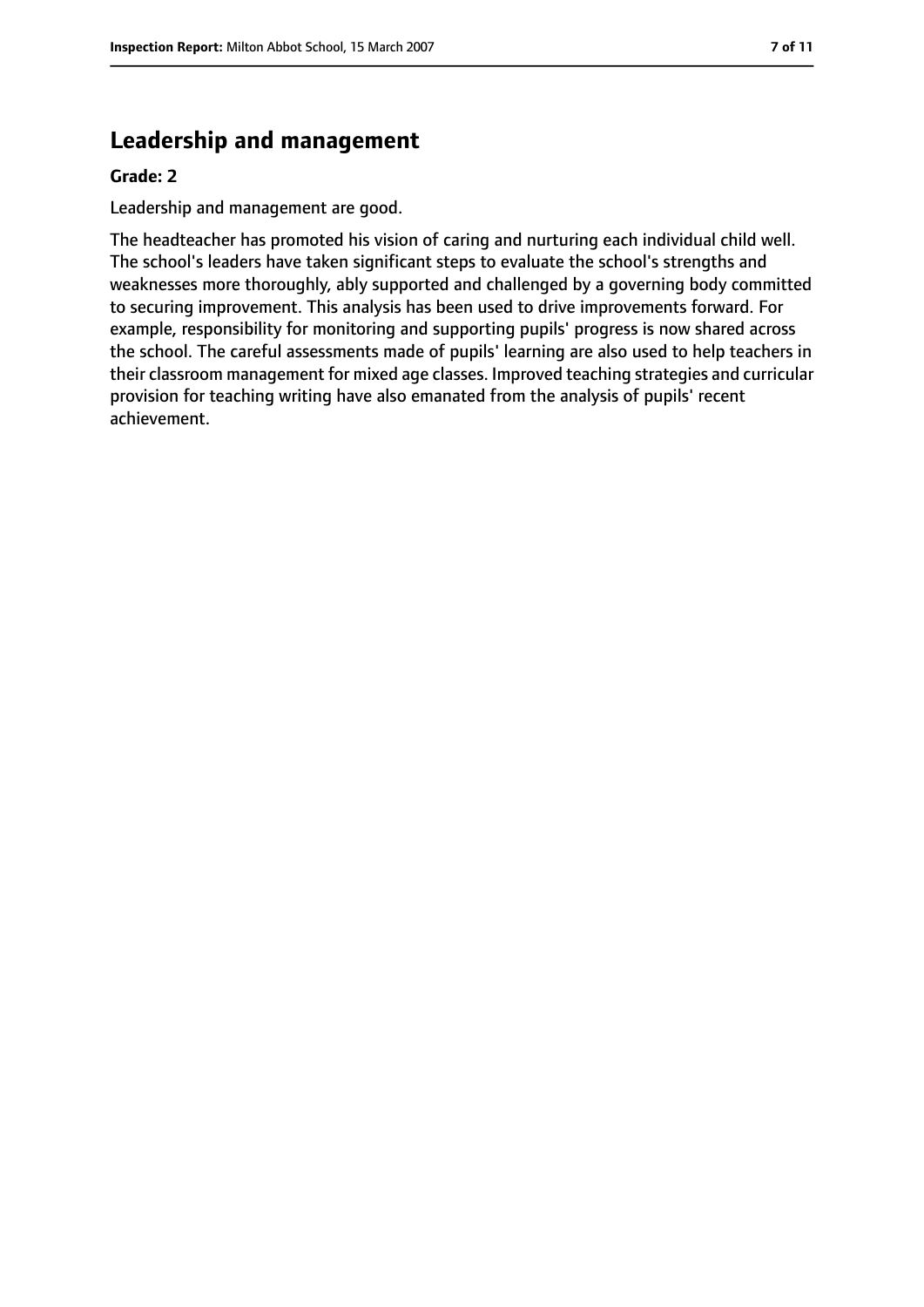## Leadership and management

**Grade: 2**

Leadership and management are good.

The headteacher has promoted his vision of caring and nurturing each individual child well. The school's leaders have taken significant steps to evaluate the school's strengths and weaknesses more thoroughly, ably supported and challenged by a governing body committed to securing improvement. This analysis has been used to drive improvements forward. For example, responsibility for monitoring and supporting pupils' progress is now shared across the school. The careful assessments made of pupils' learning are also used to help teachers in their classroom management for mixed age classes. Improved teaching strategies and curricular provision for teaching writing have also emanated from the analysis of pupils' recent achievement.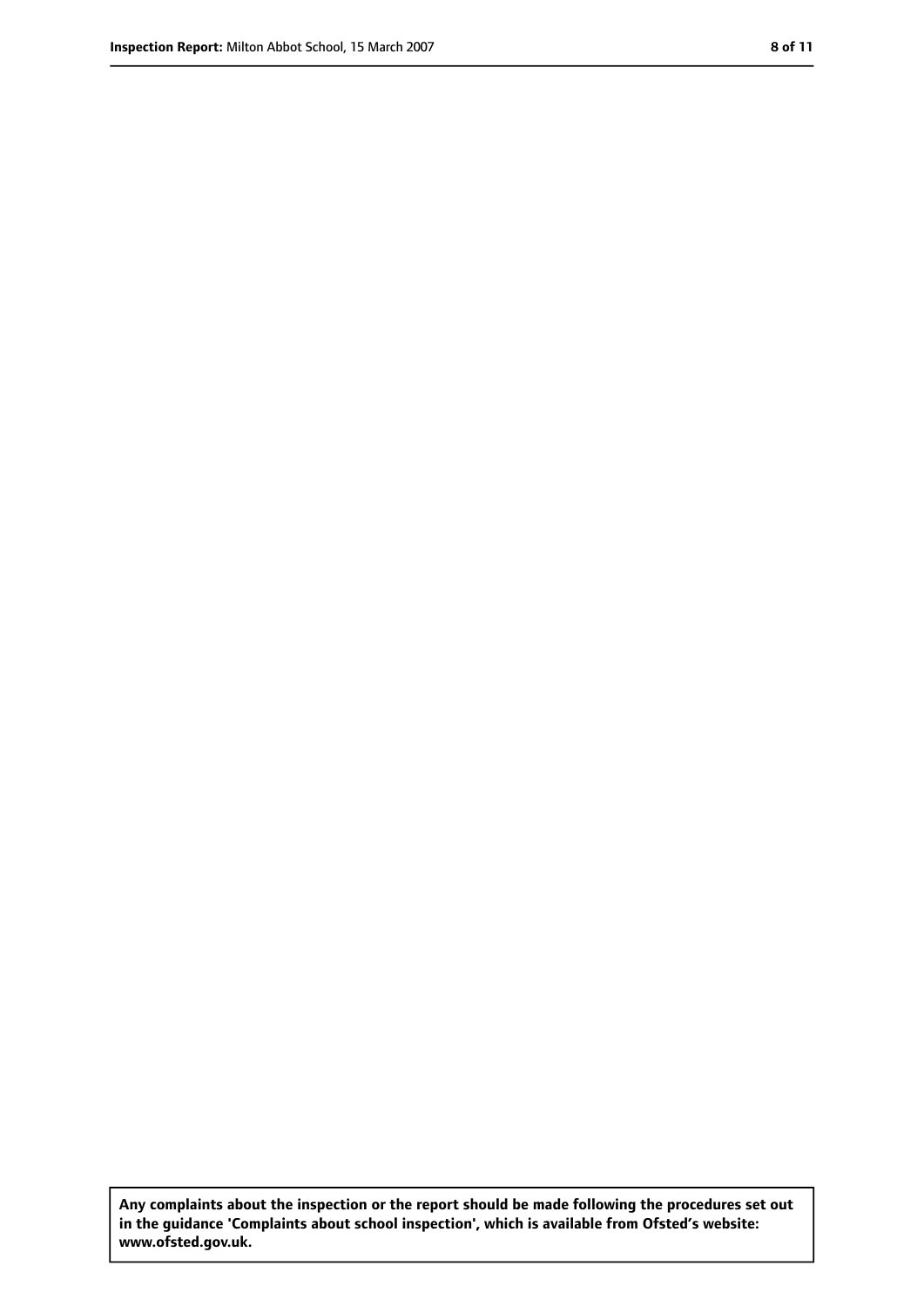**Any complaints about the inspection or the report should be made following the procedures set out in the guidance 'Complaints about school inspection', which is available from Ofsted's website: www.ofsted.gov.uk.**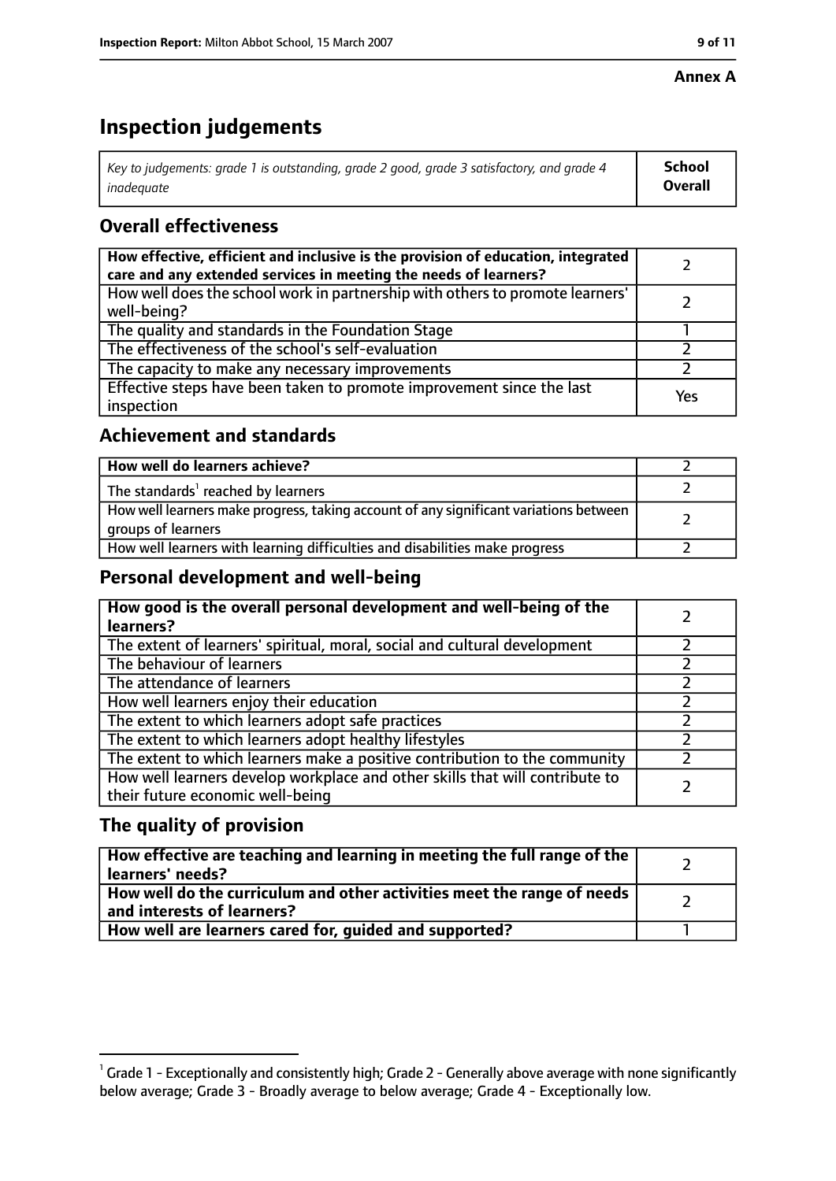**Annex A**

# Inspection judgements

| *Key to judgements: grade 1 is outstanding, grade 2 good, grade 3 satisfactory, and grade 4 inadequate* | **School Overall** |
|---|---|

## Overall effectiveness

| | |
|---|---|
| **How effective, efficient and inclusive is the provision of education, integrated care and any extended services in meeting the needs of learners?** | 2 |
| How well does the school work in partnership with others to promote learners' well-being? | 2 |
| The quality and standards in the Foundation Stage | 1 |
| The effectiveness of the school's self-evaluation | 2 |
| The capacity to make any necessary improvements | 2 |
| Effective steps have been taken to promote improvement since the last inspection | Yes |

## Achievement and standards

| | |
|---|---|
| **How well do learners achieve?** | 2 |
| The standards[1] reached by learners | 2 |
| How well learners make progress, taking account of any significant variations between groups of learners | 2 |
| How well learners with learning difficulties and disabilities make progress | 2 |

## Personal development and well-being

| | |
|---|---|
| **How good is the overall personal development and well-being of the learners?** | 2 |
| The extent of learners' spiritual, moral, social and cultural development | 2 |
| The behaviour of learners | 2 |
| The attendance of learners | 2 |
| How well learners enjoy their education | 2 |
| The extent to which learners adopt safe practices | 2 |
| The extent to which learners adopt healthy lifestyles | 2 |
| The extent to which learners make a positive contribution to the community | 2 |
| How well learners develop workplace and other skills that will contribute to their future economic well-being | 2 |

## The quality of provision

| | |
|---|---|
| **How effective are teaching and learning in meeting the full range of the learners' needs?** | 2 |
| **How well do the curriculum and other activities meet the range of needs and interests of learners?** | 2 |
| **How well are learners cared for, guided and supported?** | 1 |

[1] Grade 1 - Exceptionally and consistently high; Grade 2 - Generally above average with none significantly below average; Grade 3 - Broadly average to below average; Grade 4 - Exceptionally low.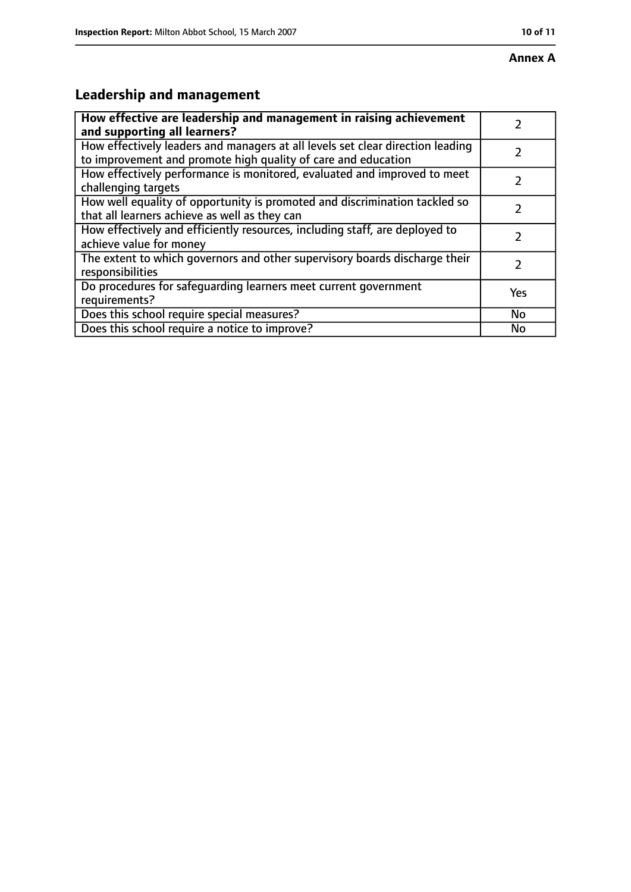**Annex A**

## Leadership and management

| **How effective are leadership and management in raising achievement and supporting all learners?** | 2 |
|---|---|
| How effectively leaders and managers at all levels set clear direction leading to improvement and promote high quality of care and education | 2 |
| How effectively performance is monitored, evaluated and improved to meet challenging targets | 2 |
| How well equality of opportunity is promoted and discrimination tackled so that all learners achieve as well as they can | 2 |
| How effectively and efficiently resources, including staff, are deployed to achieve value for money | 2 |
| The extent to which governors and other supervisory boards discharge their responsibilities | 2 |
| Do procedures for safeguarding learners meet current government requirements? | Yes |
| Does this school require special measures? | No |
| Does this school require a notice to improve? | No |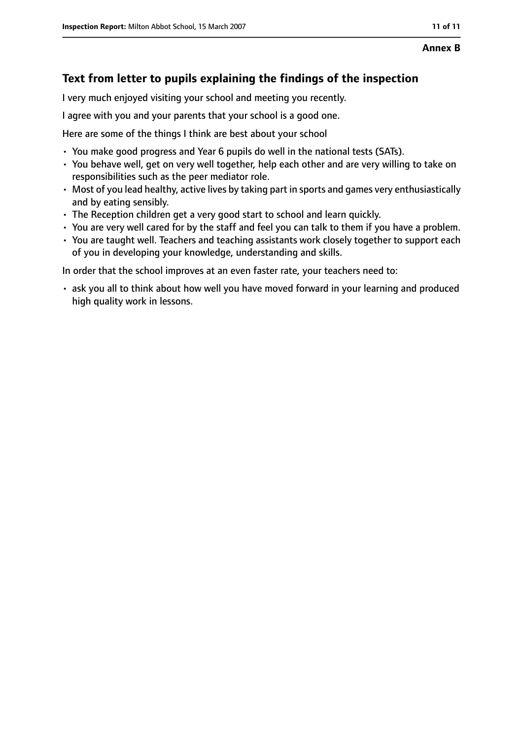**Annex B**

## Text from letter to pupils explaining the findings of the inspection

I very much enjoyed visiting your school and meeting you recently.

I agree with you and your parents that your school is a good one.

Here are some of the things I think are best about your school

- You make good progress and Year 6 pupils do well in the national tests (SATs).
- You behave well, get on very well together, help each other and are very willing to take on responsibilities such as the peer mediator role.
- Most of you lead healthy, active lives by taking part in sports and games very enthusiastically and by eating sensibly.
- The Reception children get a very good start to school and learn quickly.
- You are very well cared for by the staff and feel you can talk to them if you have a problem.
- You are taught well. Teachers and teaching assistants work closely together to support each of you in developing your knowledge, understanding and skills.

In order that the school improves at an even faster rate, your teachers need to:

- ask you all to think about how well you have moved forward in your learning and produced high quality work in lessons.